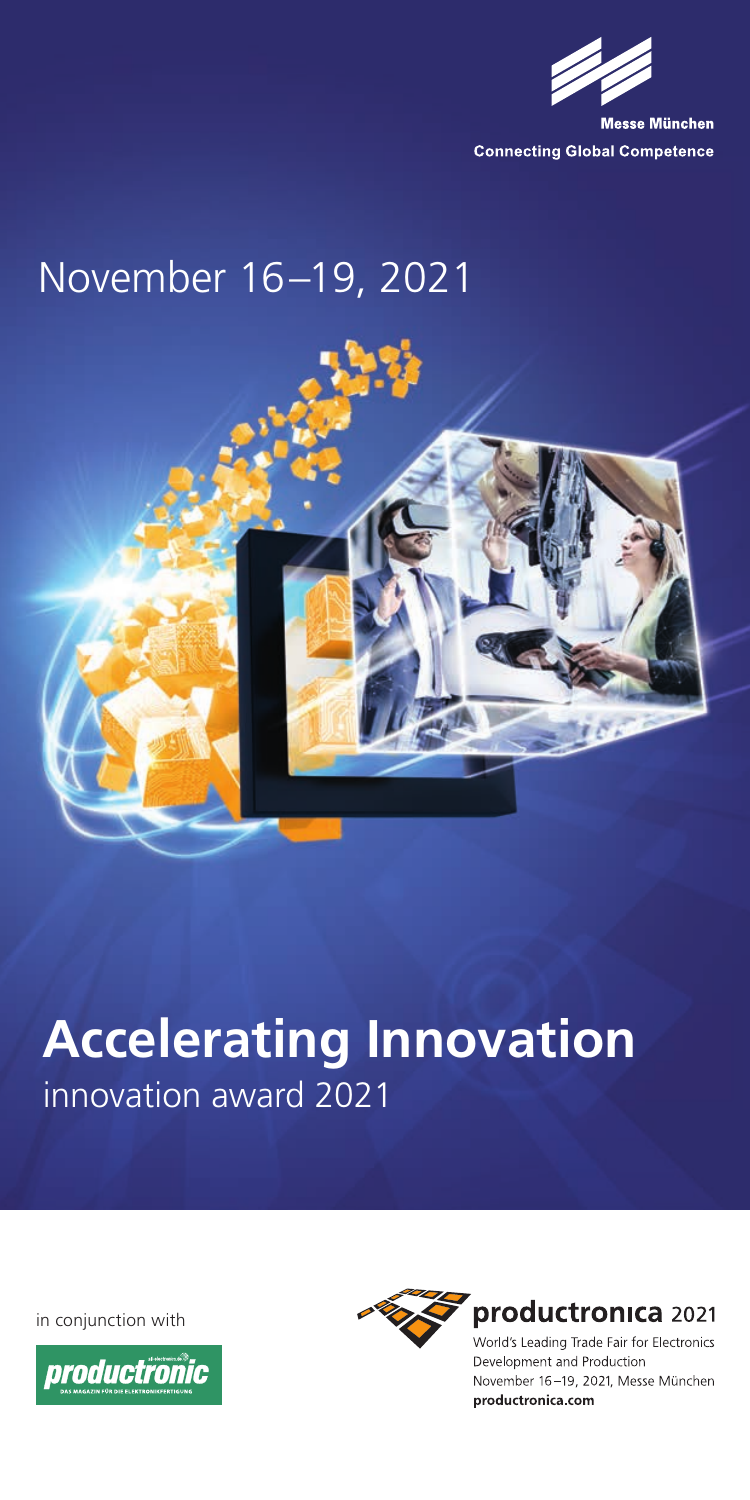Messe München

Connecting Global Competence

November 16–19, 2021

# Accelerating Innovation

innovation award 2021

in conjunction with

productronic

DAS MAGAZIN FÜR DIE ELEKTRONIKFERTIGUNG

productronica 2021

World's Leading Trade Fair for Electronics Development and Production

November 16–19, 2021, Messe München

**productronica.com**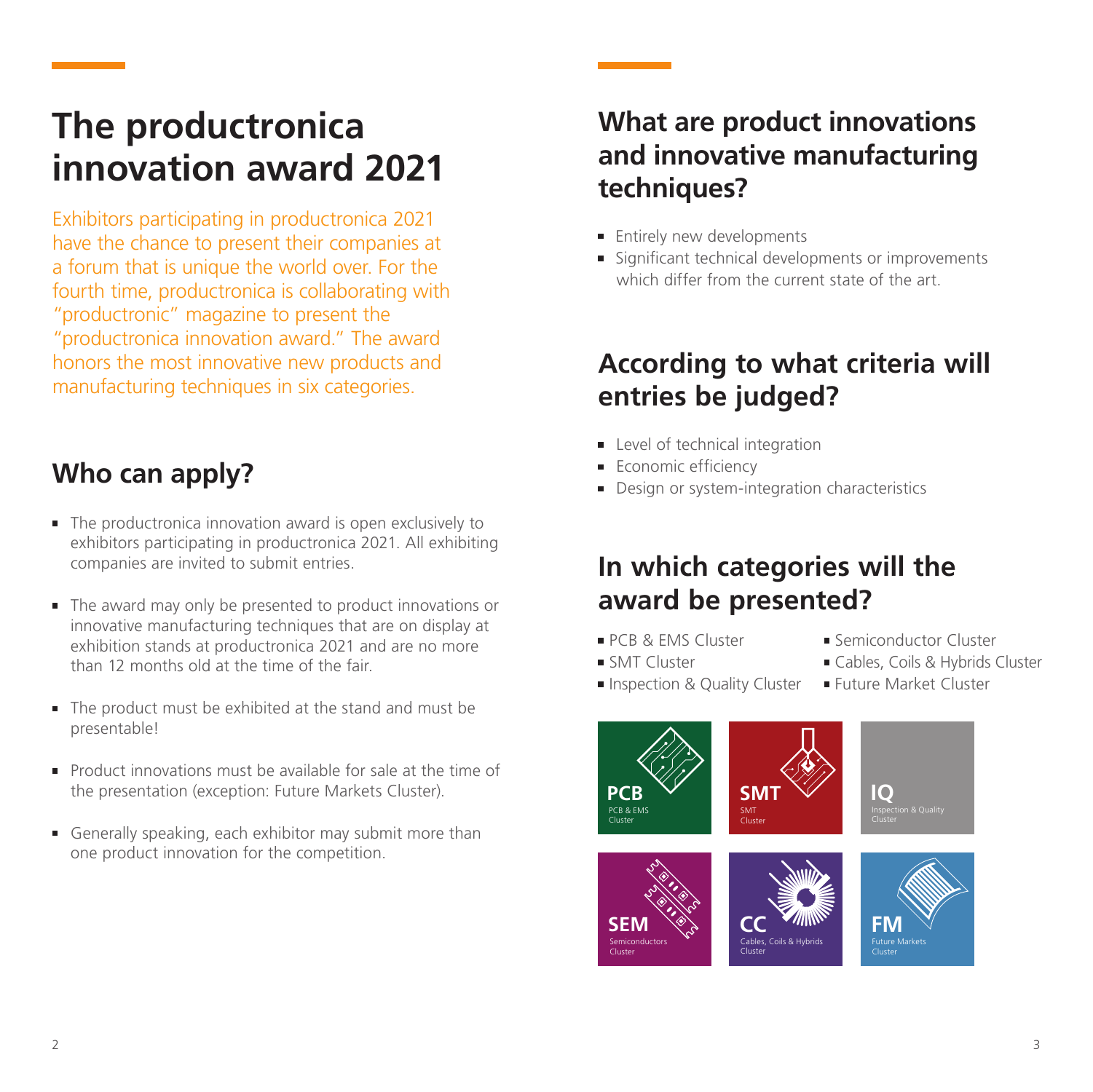# The productronica innovation award 2021

Exhibitors participating in productronica 2021 have the chance to present their companies at a forum that is unique the world over. For the fourth time, productronica is collaborating with "productronic" magazine to present the "productronica innovation award." The award honors the most innovative new products and manufacturing techniques in six categories.

## Who can apply?

- The productronica innovation award is open exclusively to exhibitors participating in productronica 2021. All exhibiting companies are invited to submit entries.
- The award may only be presented to product innovations or innovative manufacturing techniques that are on display at exhibition stands at productronica 2021 and are no more than 12 months old at the time of the fair.
- The product must be exhibited at the stand and must be presentable!
- Product innovations must be available for sale at the time of the presentation (exception: Future Markets Cluster).
- Generally speaking, each exhibitor may submit more than one product innovation for the competition.

## What are product innovations and innovative manufacturing techniques?

- Entirely new developments
- Significant technical developments or improvements which differ from the current state of the art.

## According to what criteria will entries be judged?

- Level of technical integration
- Economic efficiency
- Design or system-integration characteristics

## In which categories will the award be presented?

- PCB & EMS Cluster
- SMT Cluster
- Inspection & Quality Cluster
- Semiconductor Cluster
- Cables, Coils & Hybrids Cluster
- Future Market Cluster

**PCB**
PCB & EMS Cluster

**SMT**
SMT Cluster

**IQ**
Inspection & Quality Cluster

**SEM**
Semiconductors Cluster

**CC**
Cables, Coils & Hybrids Cluster

**FM**
Future Markets Cluster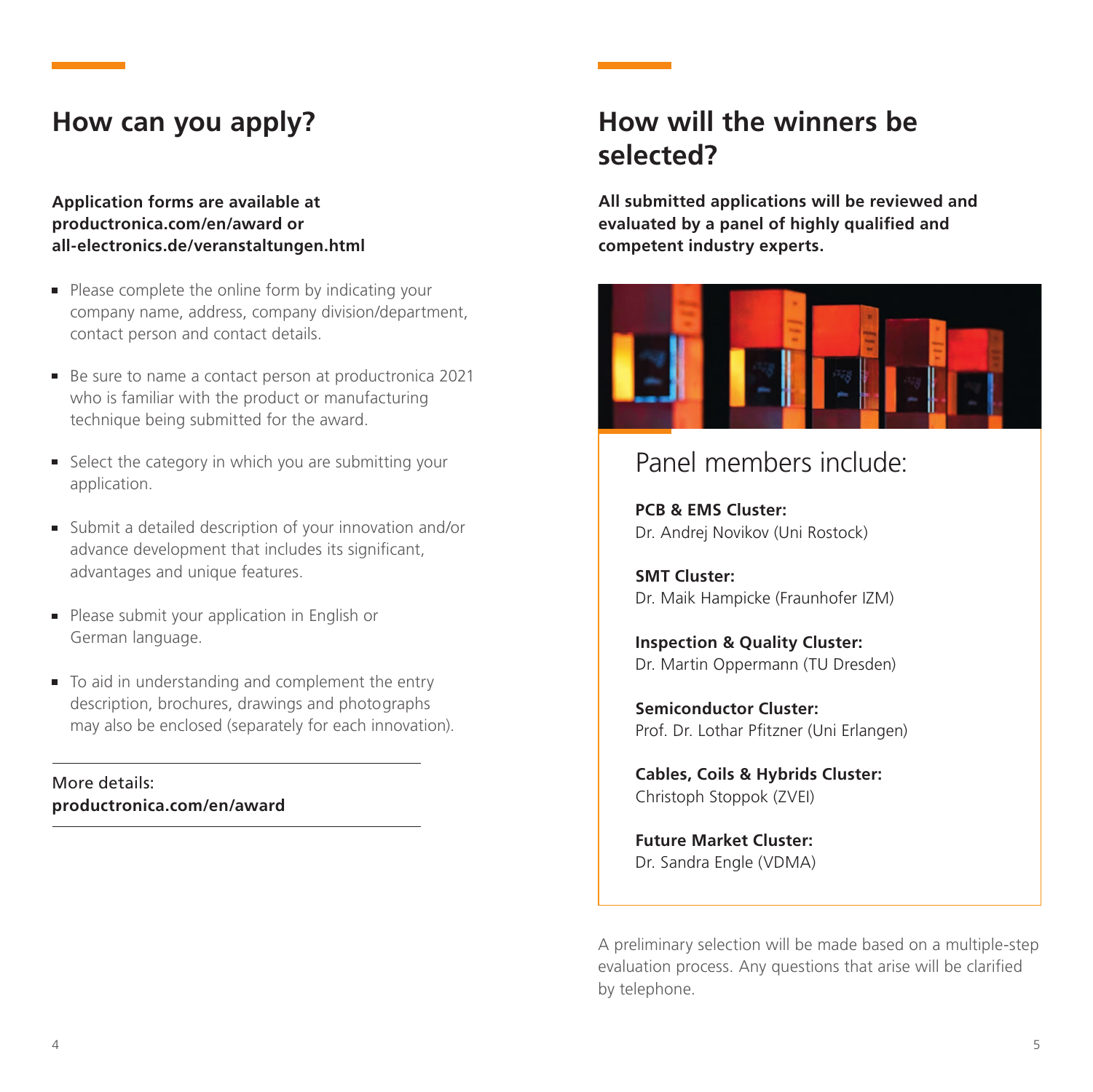## How can you apply?

**Application forms are available at productronica.com/en/award or all-electronics.de/veranstaltungen.html**

- Please complete the online form by indicating your company name, address, company division/department, contact person and contact details.
- Be sure to name a contact person at productronica 2021 who is familiar with the product or manufacturing technique being submitted for the award.
- Select the category in which you are submitting your application.
- Submit a detailed description of your innovation and/or advance development that includes its significant, advantages and unique features.
- Please submit your application in English or German language.
- To aid in understanding and complement the entry description, brochures, drawings and photographs may also be enclosed (separately for each innovation).

More details:
**productronica.com/en/award**

## How will the winners be selected?

**All submitted applications will be reviewed and evaluated by a panel of highly qualified and competent industry experts.**

### Panel members include:

**PCB & EMS Cluster:**
Dr. Andrej Novikov (Uni Rostock)

**SMT Cluster:**
Dr. Maik Hampicke (Fraunhofer IZM)

**Inspection & Quality Cluster:**
Dr. Martin Oppermann (TU Dresden)

**Semiconductor Cluster:**
Prof. Dr. Lothar Pfitzner (Uni Erlangen)

**Cables, Coils & Hybrids Cluster:**
Christoph Stoppok (ZVEI)

**Future Market Cluster:**
Dr. Sandra Engle (VDMA)

A preliminary selection will be made based on a multiple-step evaluation process. Any questions that arise will be clarified by telephone.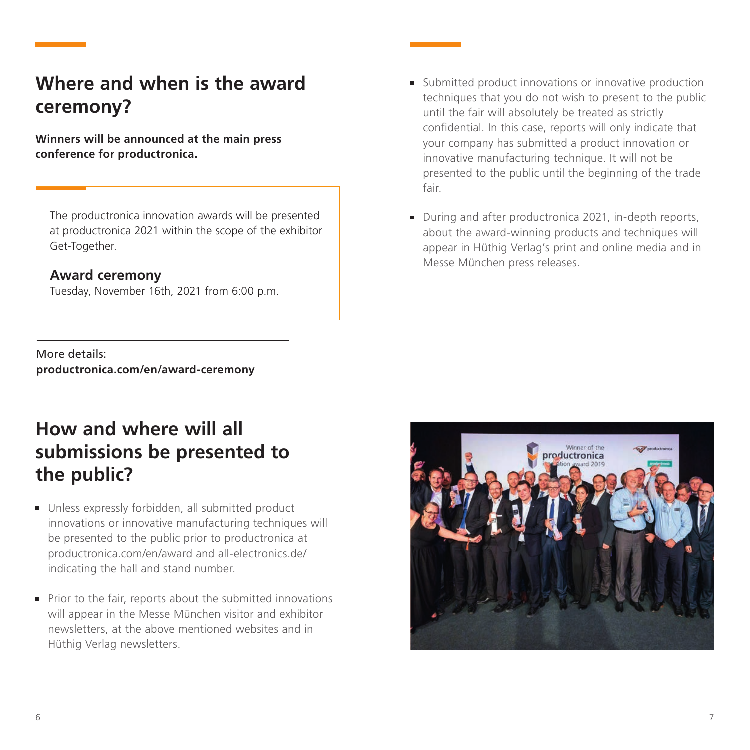## Where and when is the award ceremony?

**Winners will be announced at the main press conference for productronica.**

The productronica innovation awards will be presented at productronica 2021 within the scope of the exhibitor Get-Together.

**Award ceremony**
Tuesday, November 16th, 2021 from 6:00 p.m.

More details:
**productronica.com/en/award-ceremony**

## How and where will all submissions be presented to the public?

- Unless expressly forbidden, all submitted product innovations or innovative manufacturing techniques will be presented to the public prior to productronica at productronica.com/en/award and all-electronics.de/ indicating the hall and stand number.
- Prior to the fair, reports about the submitted innovations will appear in the Messe München visitor and exhibitor newsletters, at the above mentioned websites and in Hüthig Verlag newsletters.
- Submitted product innovations or innovative production techniques that you do not wish to present to the public until the fair will absolutely be treated as strictly confidential. In this case, reports will only indicate that your company has submitted a product innovation or innovative manufacturing technique. It will not be presented to the public until the beginning of the trade fair.
- During and after productronica 2021, in-depth reports, about the award-winning products and techniques will appear in Hüthig Verlag's print and online media and in Messe München press releases.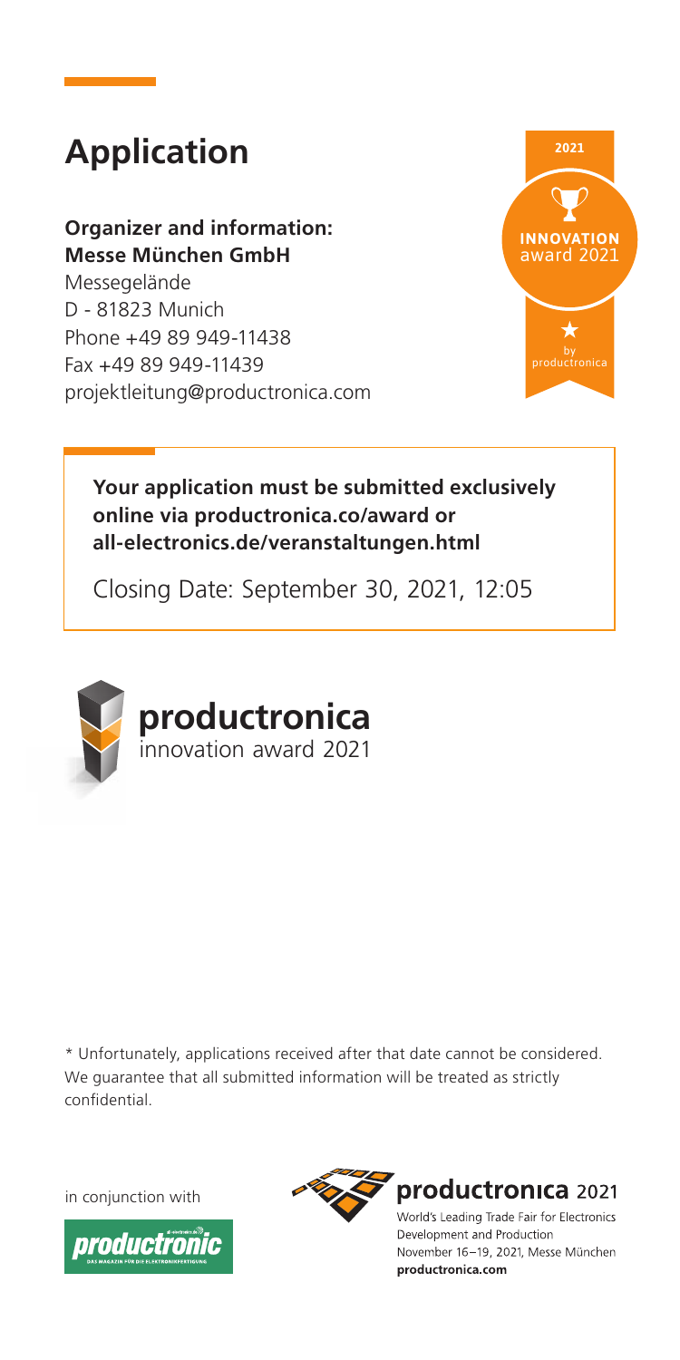# Application

**Organizer and information:**
**Messe München GmbH**
Messegelände
D - 81823 Munich
Phone +49 89 949-11438
Fax +49 89 949-11439
projektleitung@productronica.com

2021

**INNOVATION**
award 2021

by productronica

**Your application must be submitted exclusively online via productronica.co/award or all-electronics.de/veranstaltungen.html**

Closing Date: September 30, 2021, 12:05

**productronica**
innovation award 2021

* Unfortunately, applications received after that date cannot be considered. We guarantee that all submitted information will be treated as strictly confidential.

in conjunction with

productronic
DAS MAGAZIN FÜR DIE ELEKTRONIKFERTIGUNG

productronica 2021
World's Leading Trade Fair for Electronics Development and Production
November 16–19, 2021, Messe München
**productronica.com**